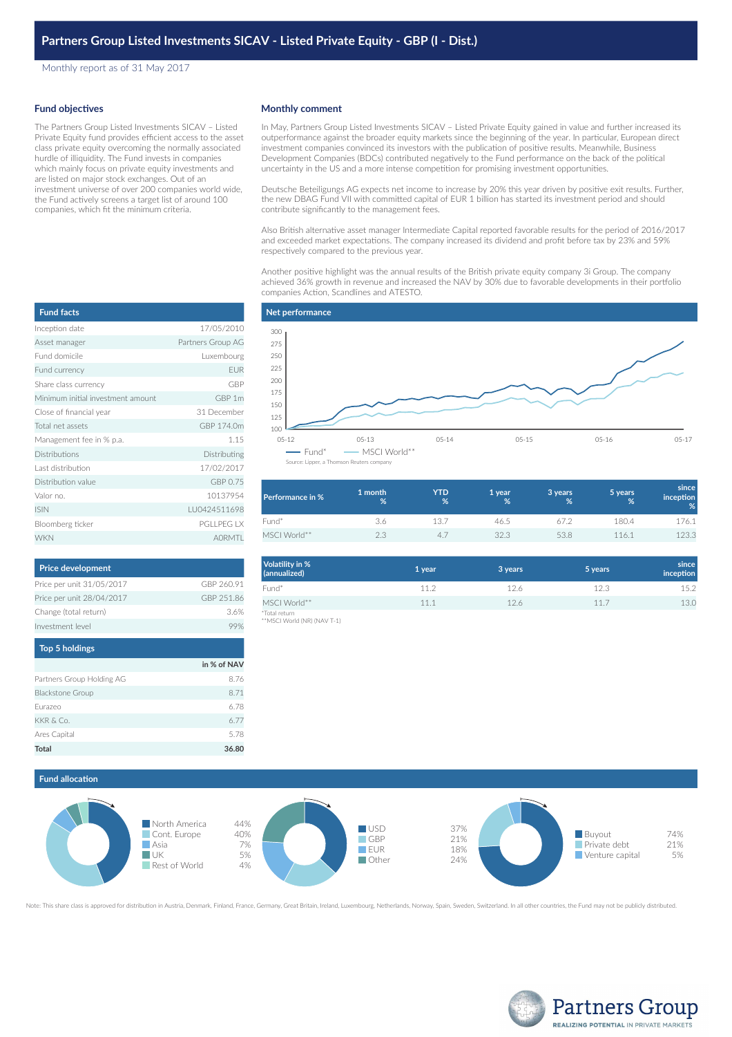# Partners Group Listed Investments SICAV - Listed Private Equity - GBP (I - Dist.)

Monthly report as of 31 May 2017

## Fund objectives

The Partners Group Listed Investments SICAV – Listed Private Equity fund provides efficient access to the asset class private equity overcoming the normally associated hurdle of illiquidity. The Fund invests in companies which mainly focus on private equity investments and are listed on major stock exchanges. Out of an investment universe of over 200 companies world wide, the Fund actively screens a target list of around 100 companies, which fit the minimum criteria.

## Monthly comment

In May, Partners Group Listed Investments SICAV – Listed Private Equity gained in value and further increased its outperformance against the broader equity markets since the beginning of the year. In particular, European direct investment companies convinced its investors with the publication of positive results. Meanwhile, Business Development Companies (BDCs) contributed negatively to the Fund performance on the back of the political uncertainty in the US and a more intense competition for promising investment opportunities.

Deutsche Beteiligungs AG expects net income to increase by 20% this year driven by positive exit results. Further, the new DBAG Fund VII with committed capital of EUR 1 billion has started its investment period and should contribute significantly to the management fees.

Also British alternative asset manager Intermediate Capital reported favorable results for the period of 2016/2017 and exceeded market expectations. The company increased its dividend and profit before tax by 23% and 59% respectively compared to the previous year.

Another positive highlight was the annual results of the British private equity company 3i Group. The company achieved 36% growth in revenue and increased the NAV by 30% due to favorable developments in their portfolio companies Action, Scandlines and ATESTO.

## Fund facts

| | |
|---|---|
| Inception date | 17/05/2010 |
| Asset manager | Partners Group AG |
| Fund domicile | Luxembourg |
| Fund currency | EUR |
| Share class currency | GBP |
| Minimum initial investment amount | GBP 1m |
| Close of financial year | 31 December |
| Total net assets | GBP 174.0m |
| Management fee in % p.a. | 1.15 |
| Distributions | Distributing |
| Last distribution | 17/02/2017 |
| Distribution value | GBP 0.75 |
| Valor no. | 10137954 |
| ISIN | LU0424511698 |
| Bloomberg ticker | PGLLPEG LX |
| WKN | A0RMTL |

## Net performance

Fund* / MSCI World** (chart, 05-12 to 05-17)

Source: Lipper, a Thomson Reuters company

| Performance in % | 1 month % | YTD % | 1 year % | 3 years % | 5 years % | since inception % |
|---|---|---|---|---|---|---|
| Fund* | 3.6 | 13.7 | 46.5 | 67.2 | 180.4 | 176.1 |
| MSCI World** | 2.3 | 4.7 | 32.3 | 53.8 | 116.1 | 123.3 |

| Volatility in % (annualized) | 1 year | 3 years | 5 years | since inception |
|---|---|---|---|---|
| Fund* | 11.2 | 12.6 | 12.3 | 15.2 |
| MSCI World** | 11.1 | 12.6 | 11.7 | 13.0 |

*Total return
**MSCI World (NR) (NAV T-1)

## Price development

| | |
|---|---|
| Price per unit 31/05/2017 | GBP 260.91 |
| Price per unit 28/04/2017 | GBP 251.86 |
| Change (total return) | 3.6% |
| Investment level | 99% |

## Top 5 holdings

| | in % of NAV |
|---|---|
| Partners Group Holding AG | 8.76 |
| Blackstone Group | 8.71 |
| Eurazeo | 6.78 |
| KKR & Co. | 6.77 |
| Ares Capital | 5.78 |
| **Total** | **36.80** |

## Fund allocation

| Region | |
|---|---|
| North America | 44% |
| Cont. Europe | 40% |
| Asia | 7% |
| UK | 5% |
| Rest of World | 4% |

| Currency | |
|---|---|
| USD | 37% |
| GBP | 21% |
| EUR | 18% |
| Other | 24% |

| Strategy | |
|---|---|
| Buyout | 74% |
| Private debt | 21% |
| Venture capital | 5% |

Note: This share class is approved for distribution in Austria, Denmark, Finland, France, Germany, Great Britain, Ireland, Luxembourg, Netherlands, Norway, Spain, Sweden, Switzerland. In all other countries, the Fund may not be publicly distributed.

Partners Group
REALIZING POTENTIAL IN PRIVATE MARKETS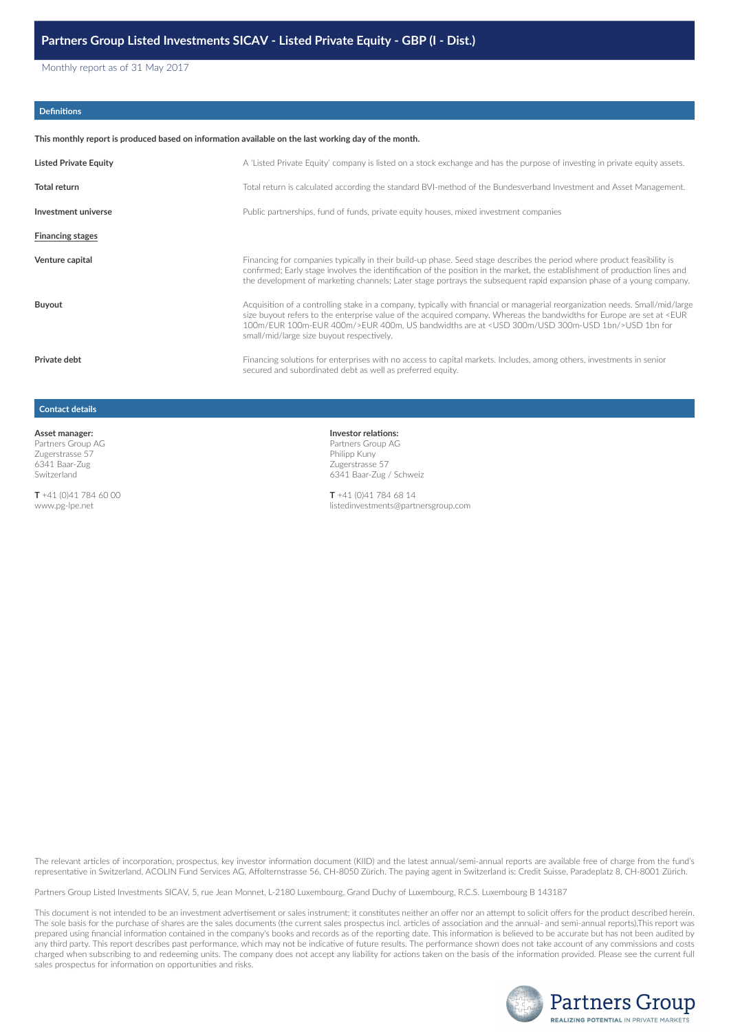# Partners Group Listed Investments SICAV - Listed Private Equity - GBP (I - Dist.)

Monthly report as of 31 May 2017

## Definitions

**This monthly report is produced based on information available on the last working day of the month.**

| | |
|---|---|
| **Listed Private Equity** | A 'Listed Private Equity' company is listed on a stock exchange and has the purpose of investing in private equity assets. |
| **Total return** | Total return is calculated according the standard BVI-method of the Bundesverband Investment and Asset Management. |
| **Investment universe** | Public partnerships, fund of funds, private equity houses, mixed investment companies |
| **Financing stages** | |
| **Venture capital** | Financing for companies typically in their build-up phase. Seed stage describes the period where product feasibility is confirmed; Early stage involves the identification of the position in the market, the establishment of production lines and the development of marketing channels; Later stage portrays the subsequent rapid expansion phase of a young company. |
| **Buyout** | Acquisition of a controlling stake in a company, typically with financial or managerial reorganization needs. Small/mid/large size buyout refers to the enterprise value of the acquired company. Whereas the bandwidths for Europe are set at <EUR 100m/EUR 100m-EUR 400m/>EUR 400m, US bandwidths are at <USD 300m/USD 300m-USD 1bn/>USD 1bn for small/mid/large size buyout respectively. |
| **Private debt** | Financing solutions for enterprises with no access to capital markets. Includes, among others, investments in senior secured and subordinated debt as well as preferred equity. |

## Contact details

**Asset manager:**
Partners Group AG
Zugerstrasse 57
6341 Baar-Zug
Switzerland

**T** +41 (0)41 784 60 00
www.pg-lpe.net

**Investor relations:**
Partners Group AG
Philipp Kuny
Zugerstrasse 57
6341 Baar-Zug / Schweiz

**T** +41 (0)41 784 68 14
listedinvestments@partnersgroup.com

The relevant articles of incorporation, prospectus, key investor information document (KIID) and the latest annual/semi-annual reports are available free of charge from the fund's representative in Switzerland, ACOLIN Fund Services AG, Affolternstrasse 56, CH-8050 Zürich. The paying agent in Switzerland is: Credit Suisse, Paradeplatz 8, CH-8001 Zürich.

Partners Group Listed Investments SICAV, 5, rue Jean Monnet, L-2180 Luxembourg, Grand Duchy of Luxembourg, R.C.S. Luxembourg B 143187

This document is not intended to be an investment advertisement or sales instrument; it constitutes neither an offer nor an attempt to solicit offers for the product described herein. The sole basis for the purchase of shares are the sales documents (the current sales prospectus incl. articles of association and the annual- and semi-annual reports).This report was prepared using financial information contained in the company's books and records as of the reporting date. This information is believed to be accurate but has not been audited by any third party. This report describes past performance, which may not be indicative of future results. The performance shown does not take account of any commissions and costs charged when subscribing to and redeeming units. The company does not accept any liability for actions taken on the basis of the information provided. Please see the current full sales prospectus for information on opportunities and risks.

Partners Group
REALIZING POTENTIAL IN PRIVATE MARKETS